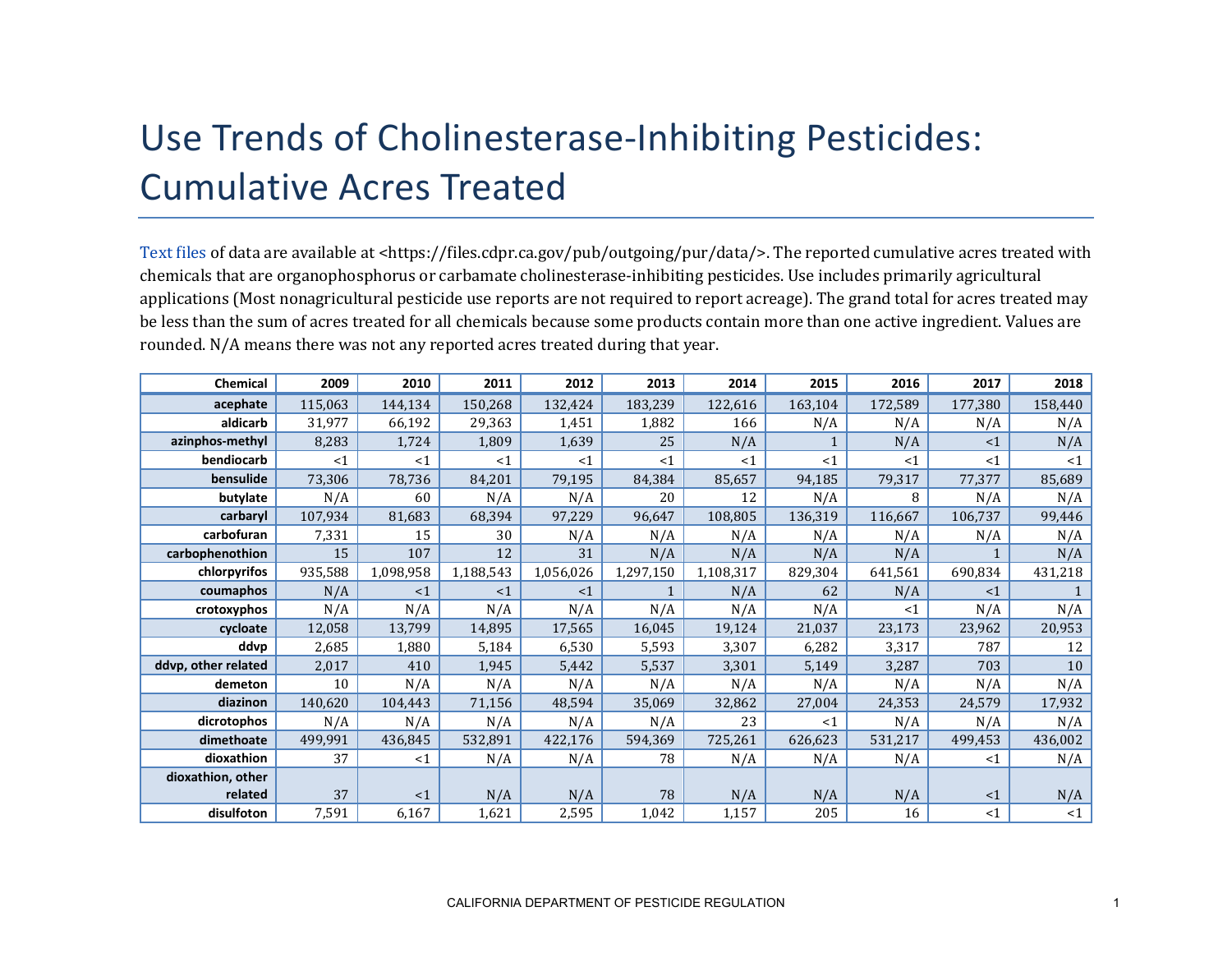# Use Trends of Cholinesterase-Inhibiting Pesticides: Cumulative Acres Treated

Text files of data are available at <https://files.cdpr.ca.gov/pub/outgoing/pur/data/>. The reported cumulative acres treated with chemicals that are organophosphorus or carbamate cholinesterase-inhibiting pesticides. Use includes primarily agricultural applications (Most nonagricultural pesticide use reports are not required to report acreage). The grand total for acres treated may be less than the sum of acres treated for all chemicals because some products contain more than one active ingredient. Values are rounded. N/A means there was not any reported acres treated during that year.

| Chemical | 2009 | 2010 | 2011 | 2012 | 2013 | 2014 | 2015 | 2016 | 2017 | 2018 |
|---|---|---|---|---|---|---|---|---|---|---|
| acephate | 115,063 | 144,134 | 150,268 | 132,424 | 183,239 | 122,616 | 163,104 | 172,589 | 177,380 | 158,440 |
| aldicarb | 31,977 | 66,192 | 29,363 | 1,451 | 1,882 | 166 | N/A | N/A | N/A | N/A |
| azinphos-methyl | 8,283 | 1,724 | 1,809 | 1,639 | 25 | N/A | 1 | N/A | <1 | N/A |
| bendiocarb | <1 | <1 | <1 | <1 | <1 | <1 | <1 | <1 | <1 | <1 |
| bensulide | 73,306 | 78,736 | 84,201 | 79,195 | 84,384 | 85,657 | 94,185 | 79,317 | 77,377 | 85,689 |
| butylate | N/A | 60 | N/A | N/A | 20 | 12 | N/A | 8 | N/A | N/A |
| carbaryl | 107,934 | 81,683 | 68,394 | 97,229 | 96,647 | 108,805 | 136,319 | 116,667 | 106,737 | 99,446 |
| carbofuran | 7,331 | 15 | 30 | N/A | N/A | N/A | N/A | N/A | N/A | N/A |
| carbophenothion | 15 | 107 | 12 | 31 | N/A | N/A | N/A | N/A | 1 | N/A |
| chlorpyrifos | 935,588 | 1,098,958 | 1,188,543 | 1,056,026 | 1,297,150 | 1,108,317 | 829,304 | 641,561 | 690,834 | 431,218 |
| coumaphos | N/A | <1 | <1 | <1 | 1 | N/A | 62 | N/A | <1 | 1 |
| crotoxyphos | N/A | N/A | N/A | N/A | N/A | N/A | N/A | <1 | N/A | N/A |
| cycloate | 12,058 | 13,799 | 14,895 | 17,565 | 16,045 | 19,124 | 21,037 | 23,173 | 23,962 | 20,953 |
| ddvp | 2,685 | 1,880 | 5,184 | 6,530 | 5,593 | 3,307 | 6,282 | 3,317 | 787 | 12 |
| ddvp, other related | 2,017 | 410 | 1,945 | 5,442 | 5,537 | 3,301 | 5,149 | 3,287 | 703 | 10 |
| demeton | 10 | N/A | N/A | N/A | N/A | N/A | N/A | N/A | N/A | N/A |
| diazinon | 140,620 | 104,443 | 71,156 | 48,594 | 35,069 | 32,862 | 27,004 | 24,353 | 24,579 | 17,932 |
| dicrotophos | N/A | N/A | N/A | N/A | N/A | 23 | <1 | N/A | N/A | N/A |
| dimethoate | 499,991 | 436,845 | 532,891 | 422,176 | 594,369 | 725,261 | 626,623 | 531,217 | 499,453 | 436,002 |
| dioxathion | 37 | <1 | N/A | N/A | 78 | N/A | N/A | N/A | <1 | N/A |
| dioxathion, other related | 37 | <1 | N/A | N/A | 78 | N/A | N/A | N/A | <1 | N/A |
| disulfoton | 7,591 | 6,167 | 1,621 | 2,595 | 1,042 | 1,157 | 205 | 16 | <1 | <1 |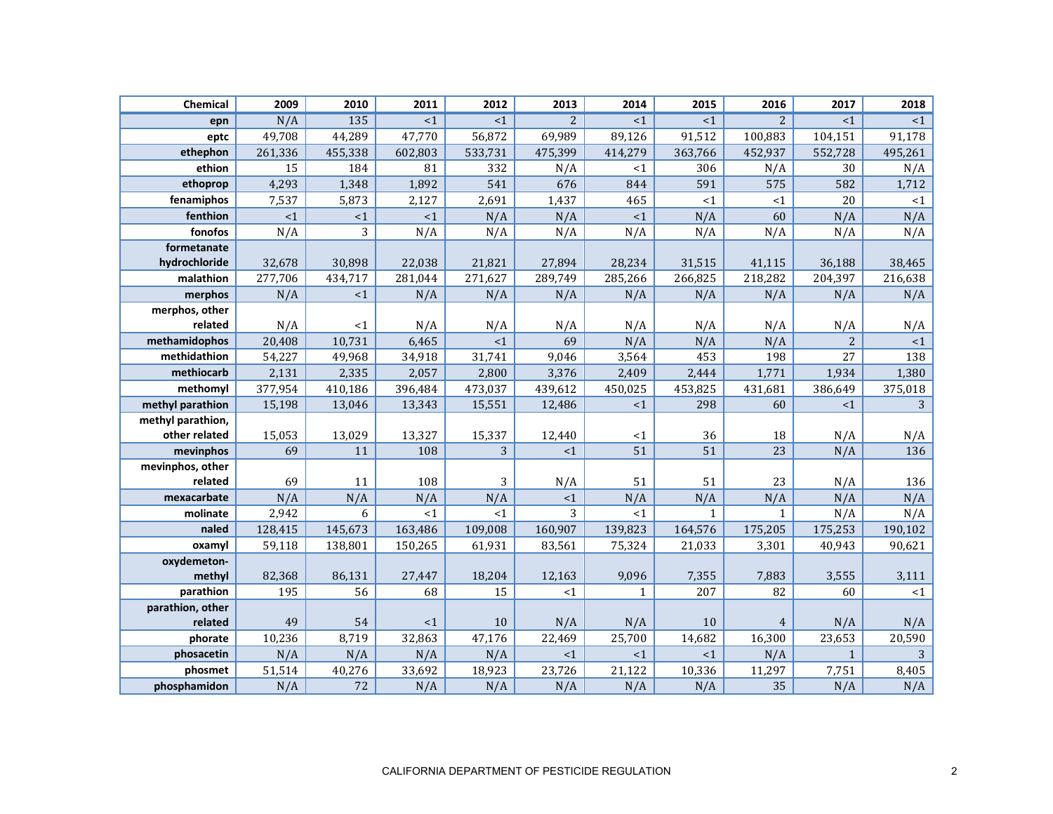| Chemical | 2009 | 2010 | 2011 | 2012 | 2013 | 2014 | 2015 | 2016 | 2017 | 2018 |
|---|---|---|---|---|---|---|---|---|---|---|
| epn | N/A | 135 | <1 | <1 | 2 | <1 | <1 | 2 | <1 | <1 |
| eptc | 49,708 | 44,289 | 47,770 | 56,872 | 69,989 | 89,126 | 91,512 | 100,883 | 104,151 | 91,178 |
| ethephon | 261,336 | 455,338 | 602,803 | 533,731 | 475,399 | 414,279 | 363,766 | 452,937 | 552,728 | 495,261 |
| ethion | 15 | 184 | 81 | 332 | N/A | <1 | 306 | N/A | 30 | N/A |
| ethoprop | 4,293 | 1,348 | 1,892 | 541 | 676 | 844 | 591 | 575 | 582 | 1,712 |
| fenamiphos | 7,537 | 5,873 | 2,127 | 2,691 | 1,437 | 465 | <1 | <1 | 20 | <1 |
| fenthion | <1 | <1 | <1 | N/A | N/A | <1 | N/A | 60 | N/A | N/A |
| fonofos | N/A | 3 | N/A | N/A | N/A | N/A | N/A | N/A | N/A | N/A |
| formetanate hydrochloride | 32,678 | 30,898 | 22,038 | 21,821 | 27,894 | 28,234 | 31,515 | 41,115 | 36,188 | 38,465 |
| malathion | 277,706 | 434,717 | 281,044 | 271,627 | 289,749 | 285,266 | 266,825 | 218,282 | 204,397 | 216,638 |
| merphos | N/A | <1 | N/A | N/A | N/A | N/A | N/A | N/A | N/A | N/A |
| merphos, other related | N/A | <1 | N/A | N/A | N/A | N/A | N/A | N/A | N/A | N/A |
| methamidophos | 20,408 | 10,731 | 6,465 | <1 | 69 | N/A | N/A | N/A | 2 | <1 |
| methidathion | 54,227 | 49,968 | 34,918 | 31,741 | 9,046 | 3,564 | 453 | 198 | 27 | 138 |
| methiocarb | 2,131 | 2,335 | 2,057 | 2,800 | 3,376 | 2,409 | 2,444 | 1,771 | 1,934 | 1,380 |
| methomyl | 377,954 | 410,186 | 396,484 | 473,037 | 439,612 | 450,025 | 453,825 | 431,681 | 386,649 | 375,018 |
| methyl parathion | 15,198 | 13,046 | 13,343 | 15,551 | 12,486 | <1 | 298 | 60 | <1 | 3 |
| methyl parathion, other related | 15,053 | 13,029 | 13,327 | 15,337 | 12,440 | <1 | 36 | 18 | N/A | N/A |
| mevinphos | 69 | 11 | 108 | 3 | <1 | 51 | 51 | 23 | N/A | 136 |
| mevinphos, other related | 69 | 11 | 108 | 3 | N/A | 51 | 51 | 23 | N/A | 136 |
| mexacarbate | N/A | N/A | N/A | N/A | <1 | N/A | N/A | N/A | N/A | N/A |
| molinate | 2,942 | 6 | <1 | <1 | 3 | <1 | 1 | 1 | N/A | N/A |
| naled | 128,415 | 145,673 | 163,486 | 109,008 | 160,907 | 139,823 | 164,576 | 175,205 | 175,253 | 190,102 |
| oxamyl | 59,118 | 138,801 | 150,265 | 61,931 | 83,561 | 75,324 | 21,033 | 3,301 | 40,943 | 90,621 |
| oxydemeton-methyl | 82,368 | 86,131 | 27,447 | 18,204 | 12,163 | 9,096 | 7,355 | 7,883 | 3,555 | 3,111 |
| parathion | 195 | 56 | 68 | 15 | <1 | 1 | 207 | 82 | 60 | <1 |
| parathion, other related | 49 | 54 | <1 | 10 | N/A | N/A | 10 | 4 | N/A | N/A |
| phorate | 10,236 | 8,719 | 32,863 | 47,176 | 22,469 | 25,700 | 14,682 | 16,300 | 23,653 | 20,590 |
| phosacetin | N/A | N/A | N/A | N/A | <1 | <1 | <1 | N/A | 1 | 3 |
| phosmet | 51,514 | 40,276 | 33,692 | 18,923 | 23,726 | 21,122 | 10,336 | 11,297 | 7,751 | 8,405 |
| phosphamidon | N/A | 72 | N/A | N/A | N/A | N/A | N/A | 35 | N/A | N/A |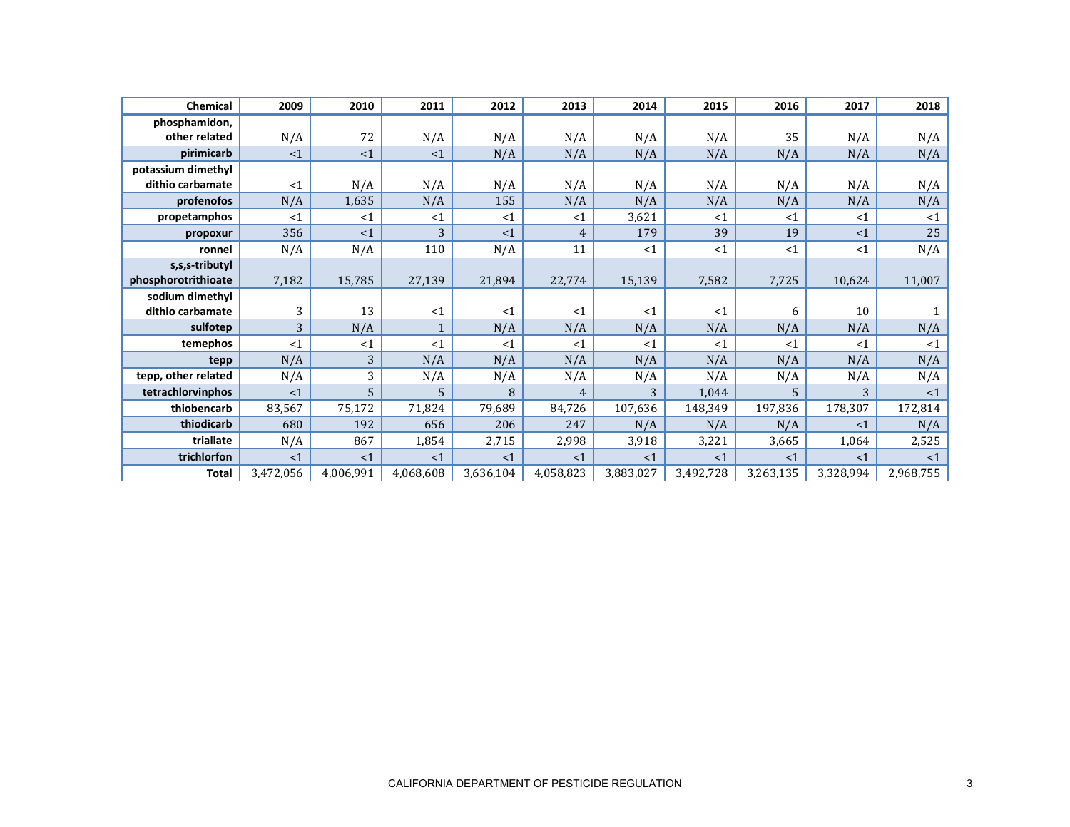| Chemical | 2009 | 2010 | 2011 | 2012 | 2013 | 2014 | 2015 | 2016 | 2017 | 2018 |
| --- | --- | --- | --- | --- | --- | --- | --- | --- | --- | --- |
| phosphamidon, other related | N/A | 72 | N/A | N/A | N/A | N/A | N/A | 35 | N/A | N/A |
| pirimicarb | <1 | <1 | <1 | N/A | N/A | N/A | N/A | N/A | N/A | N/A |
| potassium dimethyl dithio carbamate | <1 | N/A | N/A | N/A | N/A | N/A | N/A | N/A | N/A | N/A |
| profenofos | N/A | 1,635 | N/A | 155 | N/A | N/A | N/A | N/A | N/A | N/A |
| propetamphos | <1 | <1 | <1 | <1 | <1 | 3,621 | <1 | <1 | <1 | <1 |
| propoxur | 356 | <1 | 3 | <1 | 4 | 179 | 39 | 19 | <1 | 25 |
| ronnel | N/A | N/A | 110 | N/A | 11 | <1 | <1 | <1 | <1 | N/A |
| s,s,s-tributyl phosphorotrithioate | 7,182 | 15,785 | 27,139 | 21,894 | 22,774 | 15,139 | 7,582 | 7,725 | 10,624 | 11,007 |
| sodium dimethyl dithio carbamate | 3 | 13 | <1 | <1 | <1 | <1 | <1 | 6 | 10 | 1 |
| sulfotep | 3 | N/A | 1 | N/A | N/A | N/A | N/A | N/A | N/A | N/A |
| temephos | <1 | <1 | <1 | <1 | <1 | <1 | <1 | <1 | <1 | <1 |
| tepp | N/A | 3 | N/A | N/A | N/A | N/A | N/A | N/A | N/A | N/A |
| tepp, other related | N/A | 3 | N/A | N/A | N/A | N/A | N/A | N/A | N/A | N/A |
| tetrachlorvinphos | <1 | 5 | 5 | 8 | 4 | 3 | 1,044 | 5 | 3 | <1 |
| thiobencarb | 83,567 | 75,172 | 71,824 | 79,689 | 84,726 | 107,636 | 148,349 | 197,836 | 178,307 | 172,814 |
| thiodicarb | 680 | 192 | 656 | 206 | 247 | N/A | N/A | N/A | <1 | N/A |
| triallate | N/A | 867 | 1,854 | 2,715 | 2,998 | 3,918 | 3,221 | 3,665 | 1,064 | 2,525 |
| trichlorfon | <1 | <1 | <1 | <1 | <1 | <1 | <1 | <1 | <1 | <1 |
| Total | 3,472,056 | 4,006,991 | 4,068,608 | 3,636,104 | 4,058,823 | 3,883,027 | 3,492,728 | 3,263,135 | 3,328,994 | 2,968,755 |